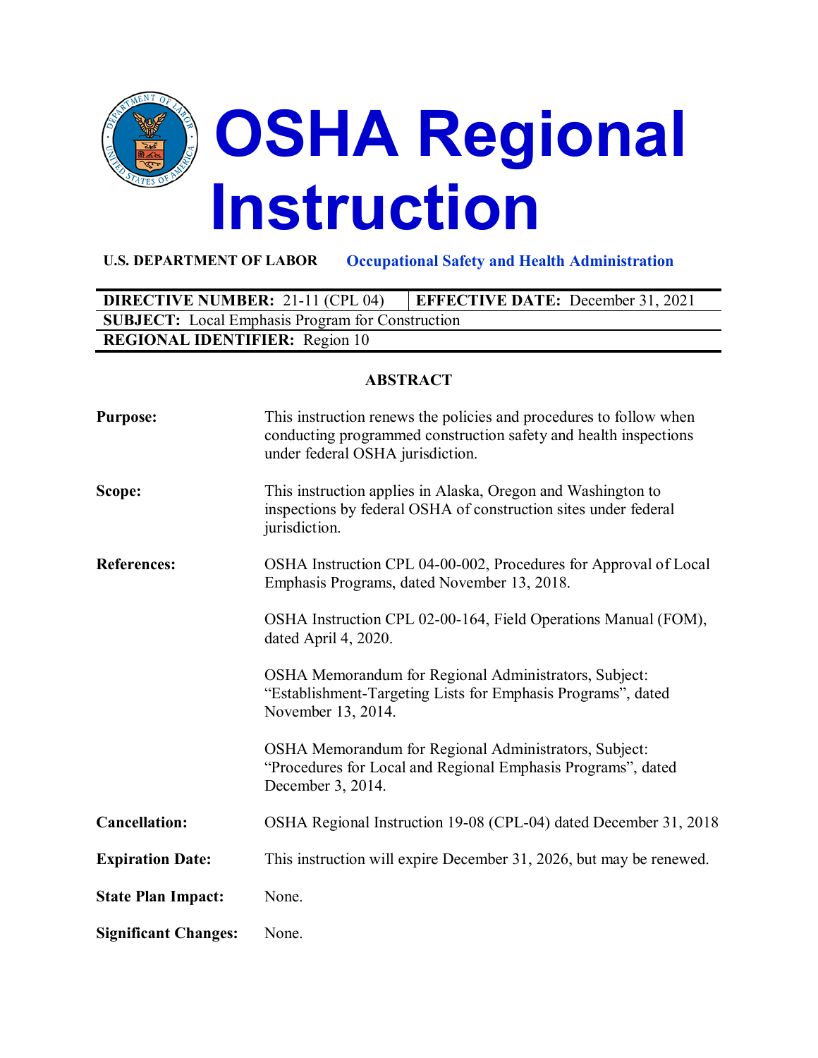# OSHA Regional Instruction

**U.S. DEPARTMENT OF LABOR** **Occupational Safety and Health Administration**

| **DIRECTIVE NUMBER:** 21-11 (CPL 04) | **EFFECTIVE DATE:** December 31, 2021 |
| --- | --- |
| **SUBJECT:** Local Emphasis Program for Construction | |
| **REGIONAL IDENTIFIER:** Region 10 | |

## ABSTRACT

**Purpose:** This instruction renews the policies and procedures to follow when conducting programmed construction safety and health inspections under federal OSHA jurisdiction.

**Scope:** This instruction applies in Alaska, Oregon and Washington to inspections by federal OSHA of construction sites under federal jurisdiction.

**References:** OSHA Instruction CPL 04-00-002, Procedures for Approval of Local Emphasis Programs, dated November 13, 2018.

OSHA Instruction CPL 02-00-164, Field Operations Manual (FOM), dated April 4, 2020.

OSHA Memorandum for Regional Administrators, Subject: "Establishment-Targeting Lists for Emphasis Programs", dated November 13, 2014.

OSHA Memorandum for Regional Administrators, Subject: "Procedures for Local and Regional Emphasis Programs", dated December 3, 2014.

**Cancellation:** OSHA Regional Instruction 19-08 (CPL-04) dated December 31, 2018

**Expiration Date:** This instruction will expire December 31, 2026, but may be renewed.

**State Plan Impact:** None.

**Significant Changes:** None.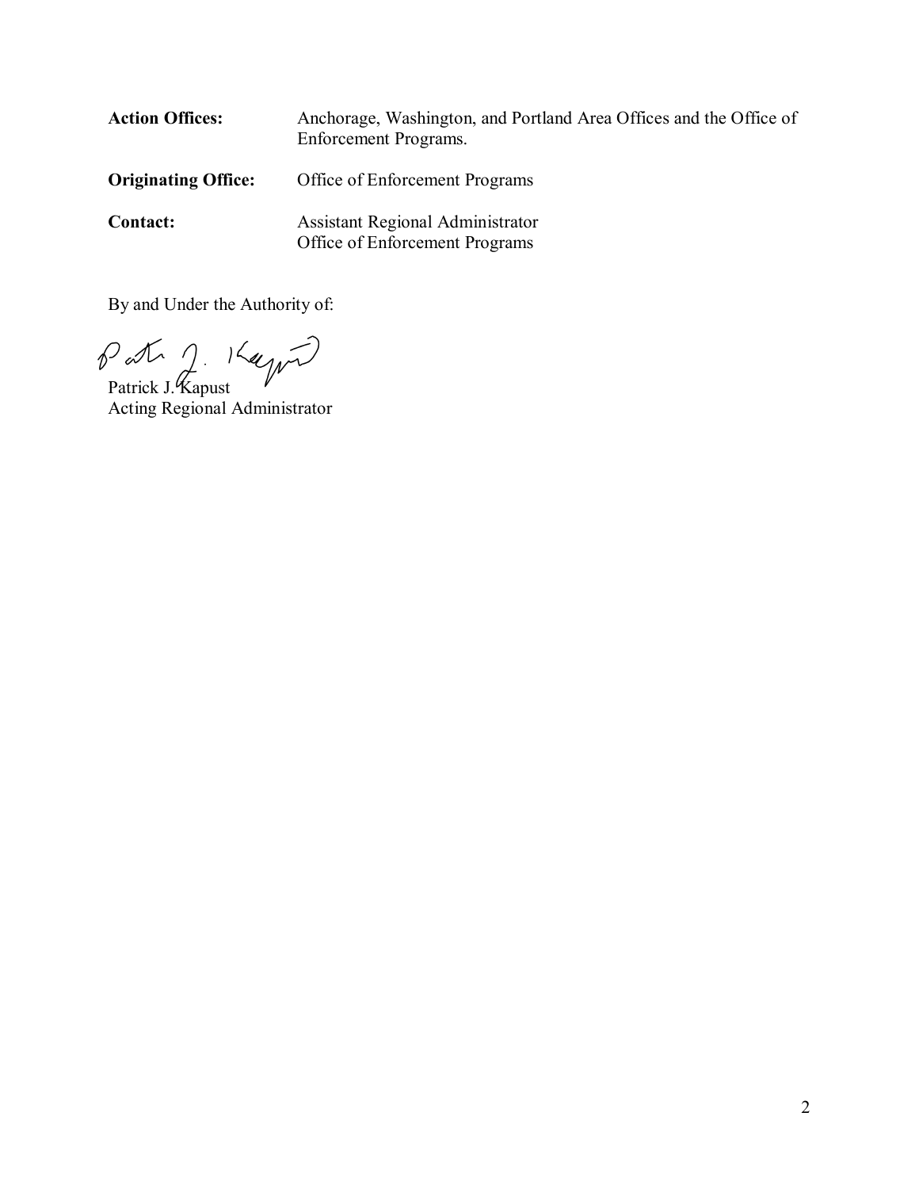**Action Offices:** Anchorage, Washington, and Portland Area Offices and the Office of Enforcement Programs.

**Originating Office:** Office of Enforcement Programs

**Contact:** Assistant Regional Administrator
Office of Enforcement Programs

By and Under the Authority of:

Patrick J. Kapust
Acting Regional Administrator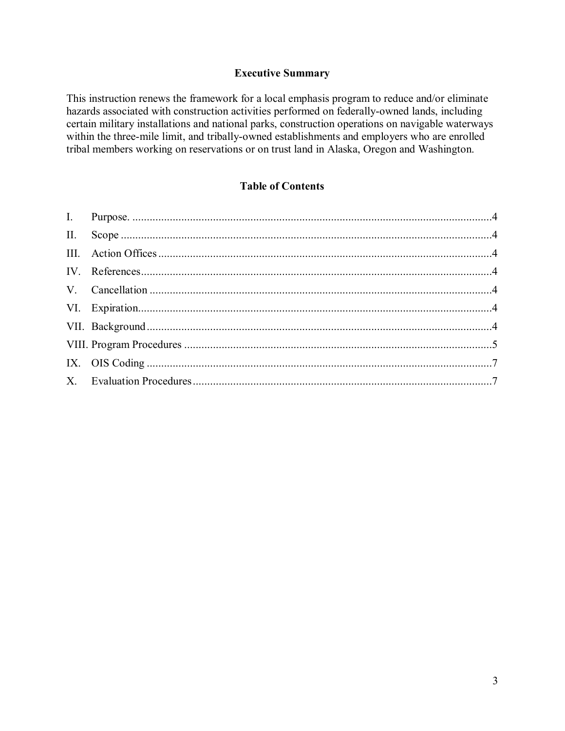## Executive Summary

This instruction renews the framework for a local emphasis program to reduce and/or eliminate hazards associated with construction activities performed on federally-owned lands, including certain military installations and national parks, construction operations on navigable waterways within the three-mile limit, and tribally-owned establishments and employers who are enrolled tribal members working on reservations or on trust land in Alaska, Oregon and Washington.

## Table of Contents

I. Purpose. ....................................................................................................................4
II. Scope .........................................................................................................................4
III. Action Offices ..........................................................................................................4
IV. References.................................................................................................................4
V. Cancellation ..............................................................................................................4
VI. Expiration..................................................................................................................4
VII. Background ...............................................................................................................4
VIII. Program Procedures ..................................................................................................5
IX. OIS Coding ...............................................................................................................7
X. Evaluation Procedures...............................................................................................7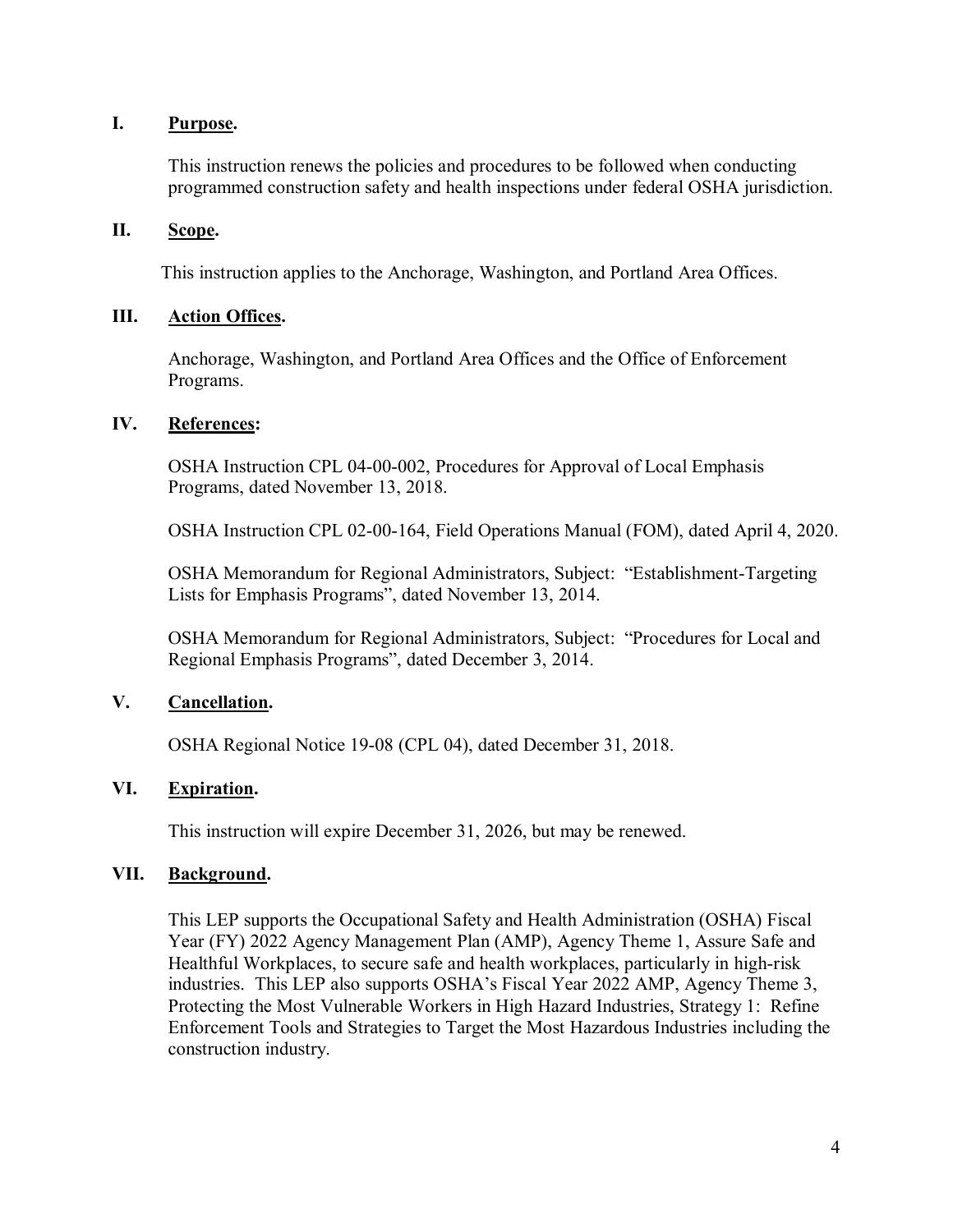## I. Purpose.

This instruction renews the policies and procedures to be followed when conducting programmed construction safety and health inspections under federal OSHA jurisdiction.

## II. Scope.

This instruction applies to the Anchorage, Washington, and Portland Area Offices.

## III. Action Offices.

Anchorage, Washington, and Portland Area Offices and the Office of Enforcement Programs.

## IV. References:

OSHA Instruction CPL 04-00-002, Procedures for Approval of Local Emphasis Programs, dated November 13, 2018.

OSHA Instruction CPL 02-00-164, Field Operations Manual (FOM), dated April 4, 2020.

OSHA Memorandum for Regional Administrators, Subject: "Establishment-Targeting Lists for Emphasis Programs", dated November 13, 2014.

OSHA Memorandum for Regional Administrators, Subject: "Procedures for Local and Regional Emphasis Programs", dated December 3, 2014.

## V. Cancellation.

OSHA Regional Notice 19-08 (CPL 04), dated December 31, 2018.

## VI. Expiration.

This instruction will expire December 31, 2026, but may be renewed.

## VII. Background.

This LEP supports the Occupational Safety and Health Administration (OSHA) Fiscal Year (FY) 2022 Agency Management Plan (AMP), Agency Theme 1, Assure Safe and Healthful Workplaces, to secure safe and health workplaces, particularly in high-risk industries. This LEP also supports OSHA's Fiscal Year 2022 AMP, Agency Theme 3, Protecting the Most Vulnerable Workers in High Hazard Industries, Strategy 1: Refine Enforcement Tools and Strategies to Target the Most Hazardous Industries including the construction industry.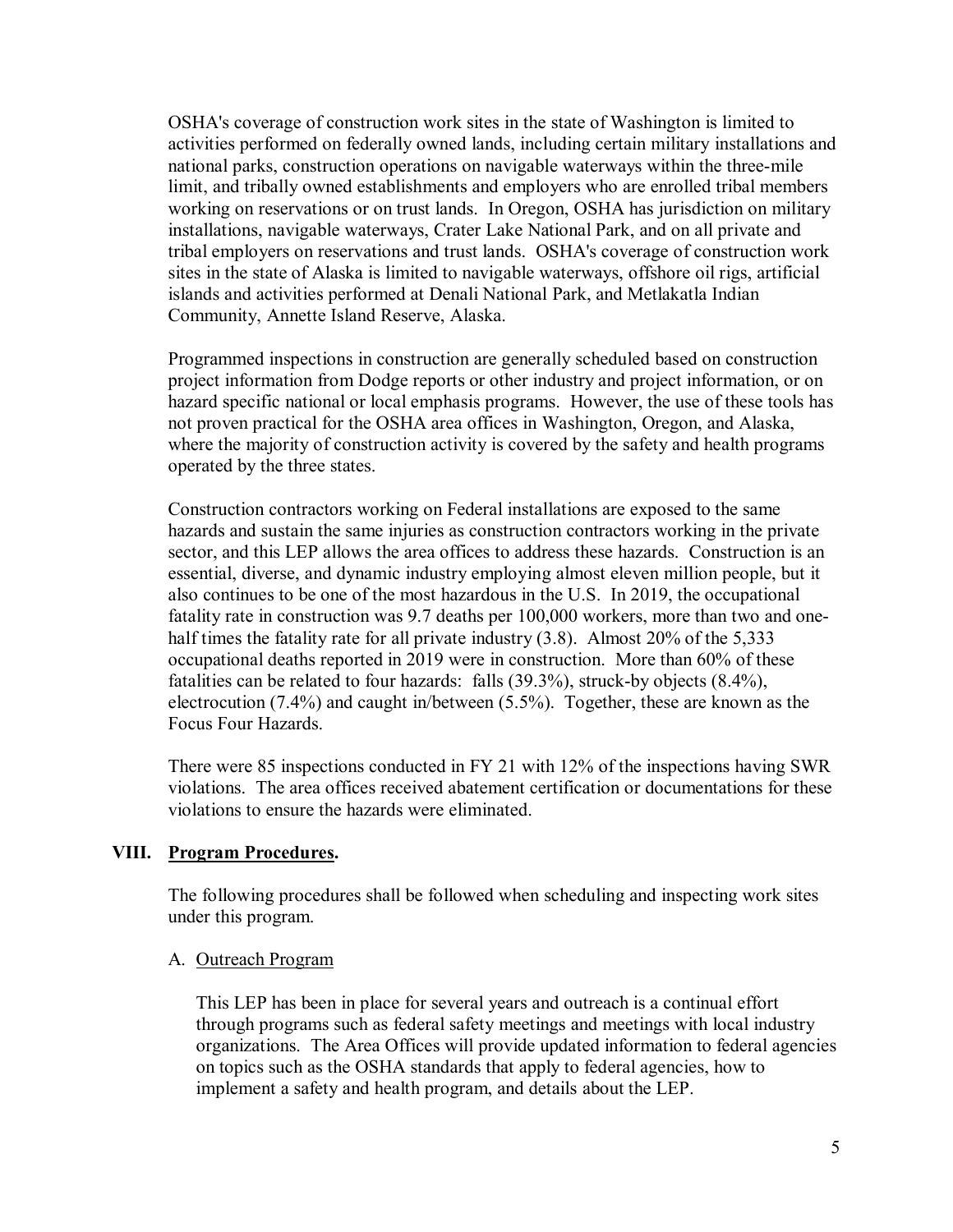OSHA's coverage of construction work sites in the state of Washington is limited to activities performed on federally owned lands, including certain military installations and national parks, construction operations on navigable waterways within the three-mile limit, and tribally owned establishments and employers who are enrolled tribal members working on reservations or on trust lands. In Oregon, OSHA has jurisdiction on military installations, navigable waterways, Crater Lake National Park, and on all private and tribal employers on reservations and trust lands. OSHA's coverage of construction work sites in the state of Alaska is limited to navigable waterways, offshore oil rigs, artificial islands and activities performed at Denali National Park, and Metlakatla Indian Community, Annette Island Reserve, Alaska.

Programmed inspections in construction are generally scheduled based on construction project information from Dodge reports or other industry and project information, or on hazard specific national or local emphasis programs. However, the use of these tools has not proven practical for the OSHA area offices in Washington, Oregon, and Alaska, where the majority of construction activity is covered by the safety and health programs operated by the three states.

Construction contractors working on Federal installations are exposed to the same hazards and sustain the same injuries as construction contractors working in the private sector, and this LEP allows the area offices to address these hazards. Construction is an essential, diverse, and dynamic industry employing almost eleven million people, but it also continues to be one of the most hazardous in the U.S. In 2019, the occupational fatality rate in construction was 9.7 deaths per 100,000 workers, more than two and one-half times the fatality rate for all private industry (3.8). Almost 20% of the 5,333 occupational deaths reported in 2019 were in construction. More than 60% of these fatalities can be related to four hazards: falls (39.3%), struck-by objects (8.4%), electrocution (7.4%) and caught in/between (5.5%). Together, these are known as the Focus Four Hazards.

There were 85 inspections conducted in FY 21 with 12% of the inspections having SWR violations. The area offices received abatement certification or documentations for these violations to ensure the hazards were eliminated.

## VIII. Program Procedures.

The following procedures shall be followed when scheduling and inspecting work sites under this program.

### A. Outreach Program

This LEP has been in place for several years and outreach is a continual effort through programs such as federal safety meetings and meetings with local industry organizations. The Area Offices will provide updated information to federal agencies on topics such as the OSHA standards that apply to federal agencies, how to implement a safety and health program, and details about the LEP.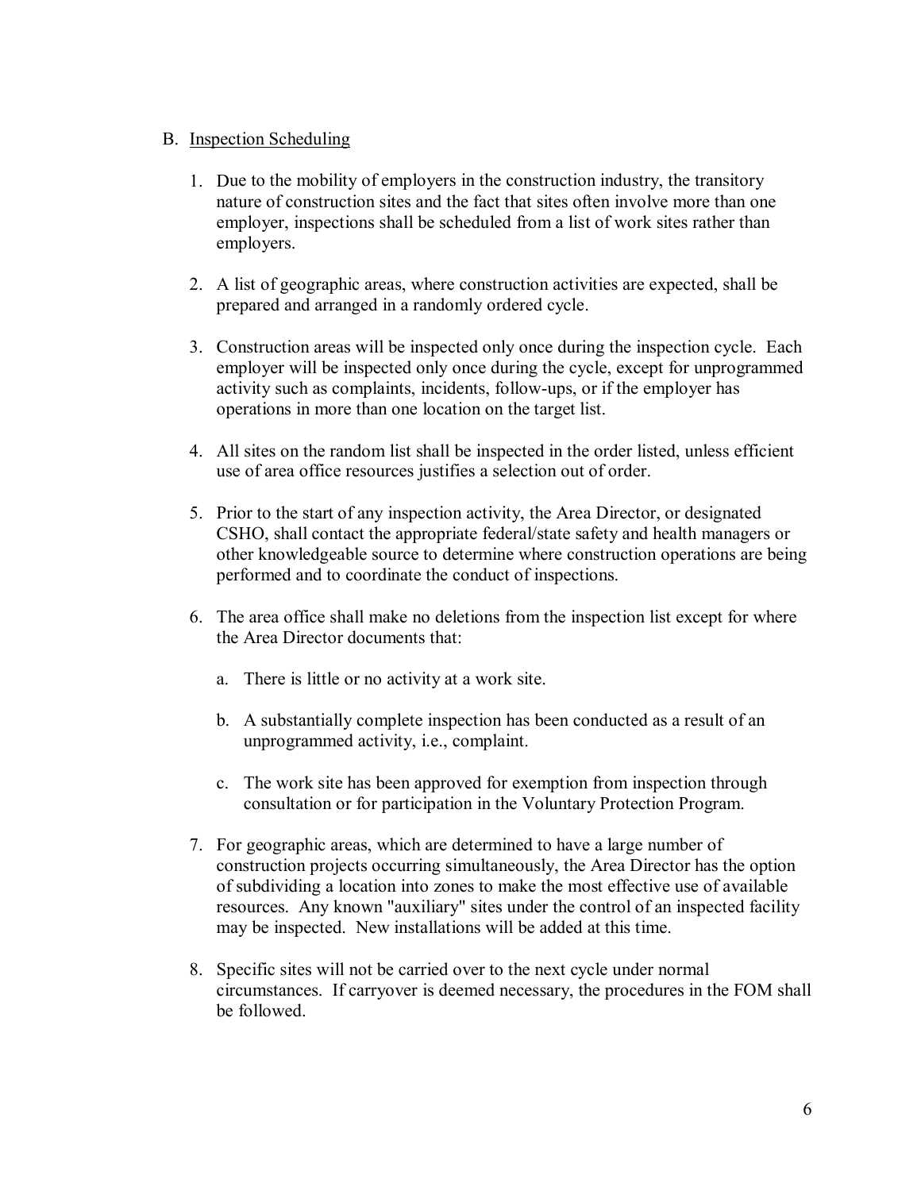B. Inspection Scheduling

1. Due to the mobility of employers in the construction industry, the transitory nature of construction sites and the fact that sites often involve more than one employer, inspections shall be scheduled from a list of work sites rather than employers.

2. A list of geographic areas, where construction activities are expected, shall be prepared and arranged in a randomly ordered cycle.

3. Construction areas will be inspected only once during the inspection cycle. Each employer will be inspected only once during the cycle, except for unprogrammed activity such as complaints, incidents, follow-ups, or if the employer has operations in more than one location on the target list.

4. All sites on the random list shall be inspected in the order listed, unless efficient use of area office resources justifies a selection out of order.

5. Prior to the start of any inspection activity, the Area Director, or designated CSHO, shall contact the appropriate federal/state safety and health managers or other knowledgeable source to determine where construction operations are being performed and to coordinate the conduct of inspections.

6. The area office shall make no deletions from the inspection list except for where the Area Director documents that:

   a. There is little or no activity at a work site.

   b. A substantially complete inspection has been conducted as a result of an unprogrammed activity, i.e., complaint.

   c. The work site has been approved for exemption from inspection through consultation or for participation in the Voluntary Protection Program.

7. For geographic areas, which are determined to have a large number of construction projects occurring simultaneously, the Area Director has the option of subdividing a location into zones to make the most effective use of available resources. Any known "auxiliary" sites under the control of an inspected facility may be inspected. New installations will be added at this time.

8. Specific sites will not be carried over to the next cycle under normal circumstances. If carryover is deemed necessary, the procedures in the FOM shall be followed.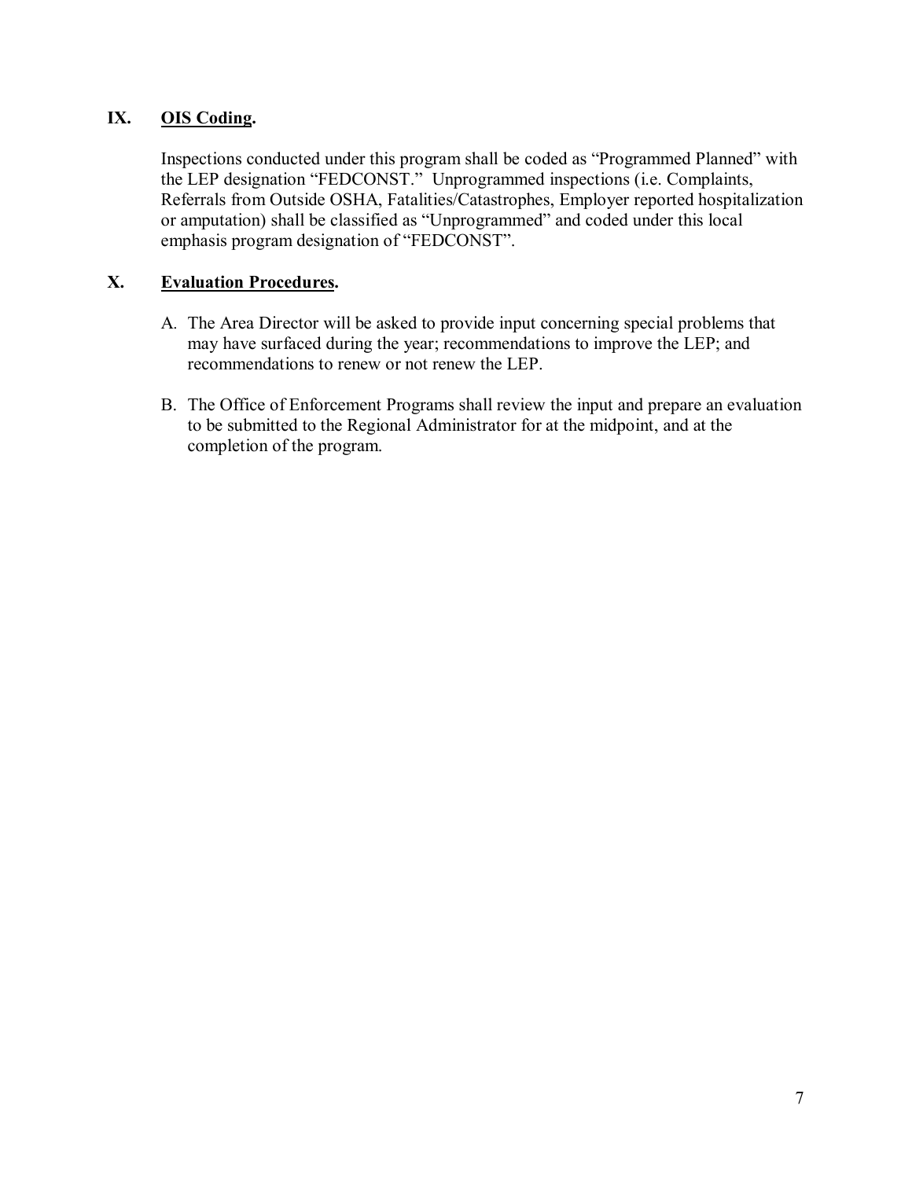## IX. OIS Coding.

Inspections conducted under this program shall be coded as "Programmed Planned" with the LEP designation "FEDCONST." Unprogrammed inspections (i.e. Complaints, Referrals from Outside OSHA, Fatalities/Catastrophes, Employer reported hospitalization or amputation) shall be classified as "Unprogrammed" and coded under this local emphasis program designation of "FEDCONST".

## X. Evaluation Procedures.

A. The Area Director will be asked to provide input concerning special problems that may have surfaced during the year; recommendations to improve the LEP; and recommendations to renew or not renew the LEP.

B. The Office of Enforcement Programs shall review the input and prepare an evaluation to be submitted to the Regional Administrator for at the midpoint, and at the completion of the program.